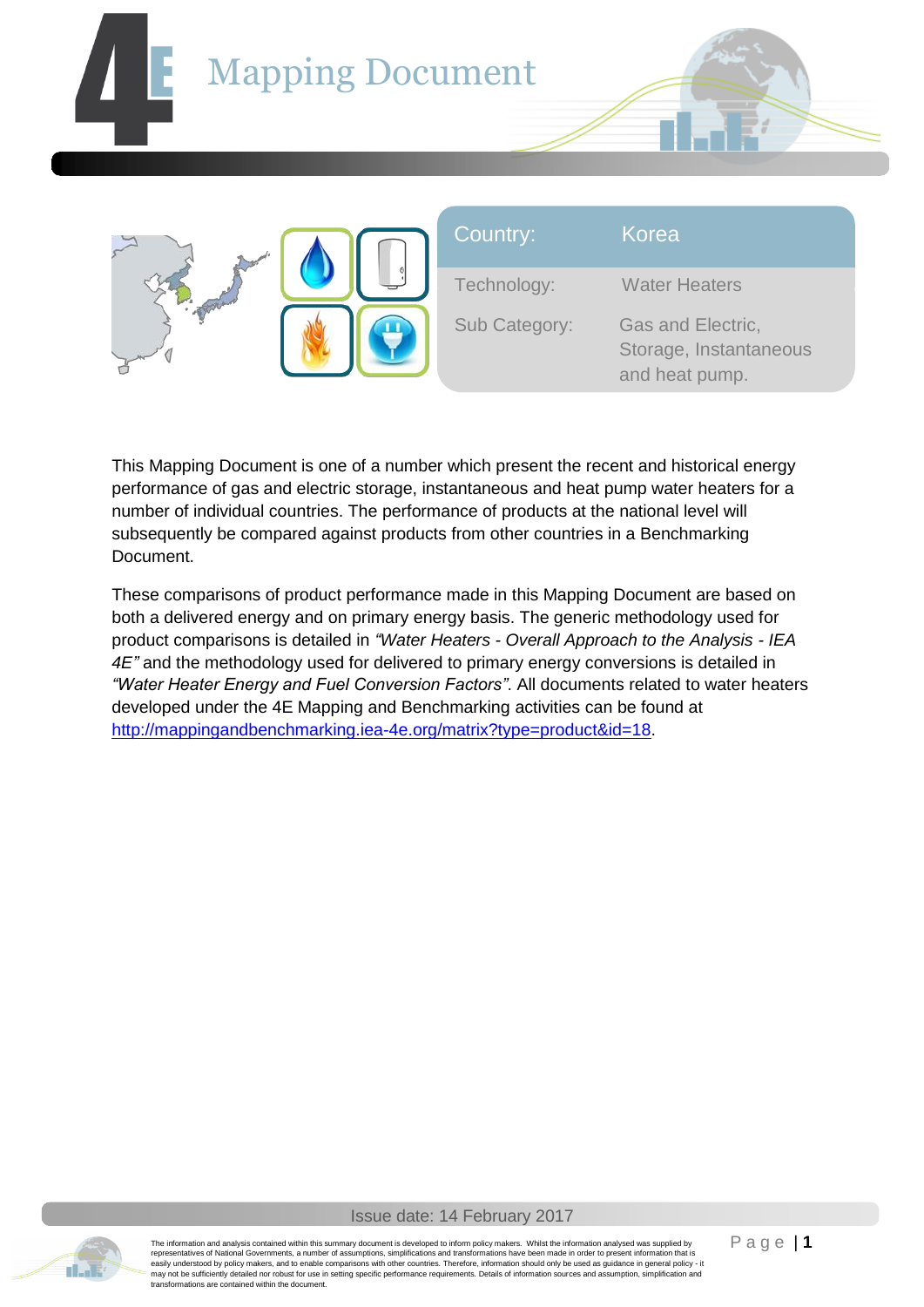# Mapping Document

| | |
|---|---|
| Country: | Korea |
| Technology: | Water Heaters |
| Sub Category: | Gas and Electric, Storage, Instantaneous and heat pump. |

This Mapping Document is one of a number which present the recent and historical energy performance of gas and electric storage, instantaneous and heat pump water heaters for a number of individual countries. The performance of products at the national level will subsequently be compared against products from other countries in a Benchmarking Document.

These comparisons of product performance made in this Mapping Document are based on both a delivered energy and on primary energy basis. The generic methodology used for product comparisons is detailed in *"Water Heaters - Overall Approach to the Analysis - IEA 4E"* and the methodology used for delivered to primary energy conversions is detailed in *"Water Heater Energy and Fuel Conversion Factors"*. All documents related to water heaters developed under the 4E Mapping and Benchmarking activities can be found at [http://mappingandbenchmarking.iea-4e.org/matrix?type=product&id=18](http://mappingandbenchmarking.iea-4e.org/matrix?type=product&id=18).

Issue date: 14 February 2017

The information and analysis contained within this summary document is developed to inform policy makers. Whilst the information analysed was supplied by representatives of National Governments, a number of assumptions, simplifications and transformations have been made in order to present information that is easily understood by policy makers, and to enable comparisons with other countries. Therefore, information should only be used as guidance in general policy - it may not be sufficiently detailed nor robust for use in setting specific performance requirements. Details of information sources and assumption, simplification and transformations are contained within the document.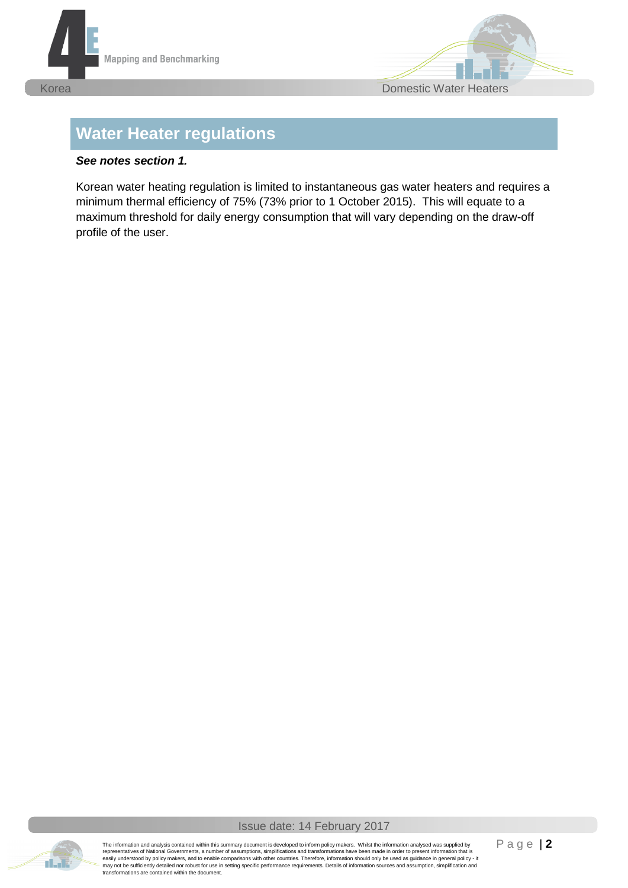## Water Heater regulations

***See notes section 1.***

Korean water heating regulation is limited to instantaneous gas water heaters and requires a minimum thermal efficiency of 75% (73% prior to 1 October 2015). This will equate to a maximum threshold for daily energy consumption that will vary depending on the draw-off profile of the user.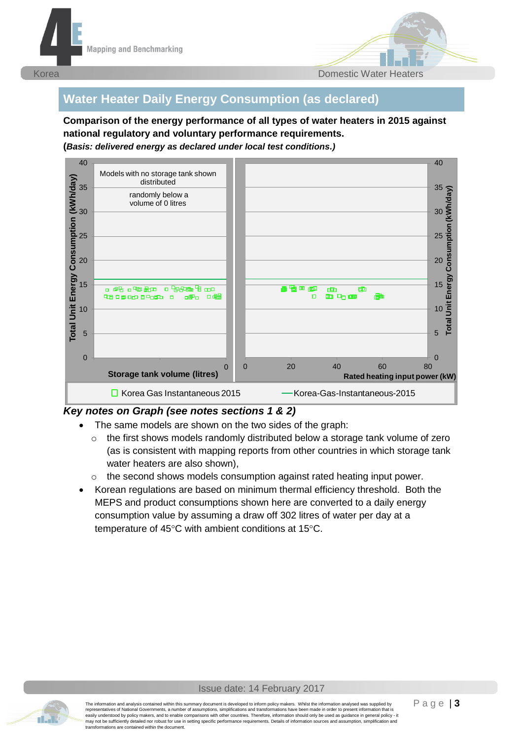## Water Heater Daily Energy Consumption (as declared)

**Comparison of the energy performance of all types of water heaters in 2015 against national regulatory and voluntary performance requirements.**

**(*Basis: delivered energy as declared under local test conditions.)***

Models with no storage tank shown distributed randomly below a volume of 0 litres

Total Unit Energy Consumption (kWh/day)

40
35
30
25
20
15
10
5
0

0

Storage tank volume (litres)

0 20 40 60 80

Rated heating input power (kW)

Korea Gas Instantaneous 2015

Korea-Gas-Instantaneous-2015

### *Key notes on Graph (see notes sections 1 & 2)*

- The same models are shown on the two sides of the graph:
  - the first shows models randomly distributed below a storage tank volume of zero (as is consistent with mapping reports from other countries in which storage tank water heaters are also shown),
  - the second shows models consumption against rated heating input power.
- Korean regulations are based on minimum thermal efficiency threshold. Both the MEPS and product consumptions shown here are converted to a daily energy consumption value by assuming a draw off 302 litres of water per day at a temperature of 45°C with ambient conditions at 15°C.

Issue date: 14 February 2017

The information and analysis contained within this summary document is developed to inform policy makers. Whilst the information analysed was supplied by representatives of National Governments, a number of assumptions, simplifications and transformations have been made in order to present information that is easily understood by policy makers, and to enable comparisons with other countries. Therefore, information should only be used as guidance in general policy - it may not be sufficiently detailed nor robust for use in setting specific performance requirements. Details of information sources and assumption, simplification and transformations are contained within the document.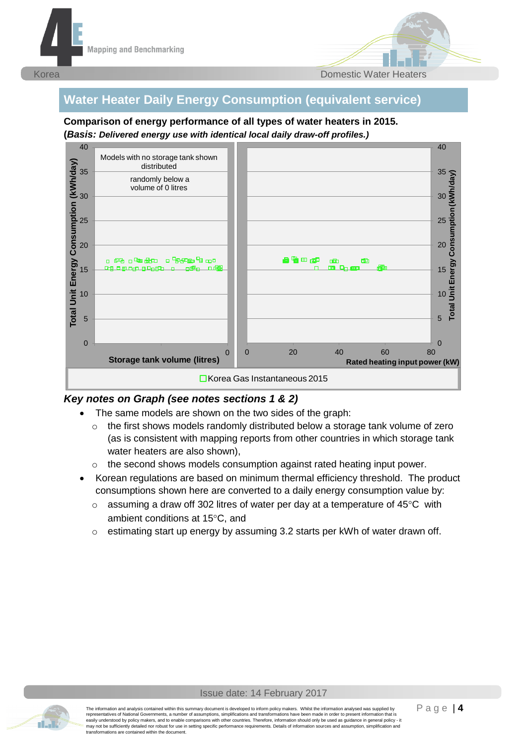## Water Heater Daily Energy Consumption (equivalent service)

**Comparison of energy performance of all types of water heaters in 2015.**
**(*Basis: Delivered energy use with identical local daily draw-off profiles.*)**

Models with no storage tank shown distributed

randomly below a volume of 0 litres

Total Unit Energy Consumption (kWh/day)

40
35
30
25
20
15
10
5
0

0

Storage tank volume (litres)

0 20 40 60 80

Rated heating input power (kW)

Total Unit Energy Consumption (kWh/day)

Korea Gas Instantaneous 2015

### *Key notes on Graph (see notes sections 1 & 2)*

- The same models are shown on the two sides of the graph:
  - the first shows models randomly distributed below a storage tank volume of zero (as is consistent with mapping reports from other countries in which storage tank water heaters are also shown),
  - the second shows models consumption against rated heating input power.
- Korean regulations are based on minimum thermal efficiency threshold. The product consumptions shown here are converted to a daily energy consumption value by:
  - assuming a draw off 302 litres of water per day at a temperature of 45°C with ambient conditions at 15°C, and
  - estimating start up energy by assuming 3.2 starts per kWh of water drawn off.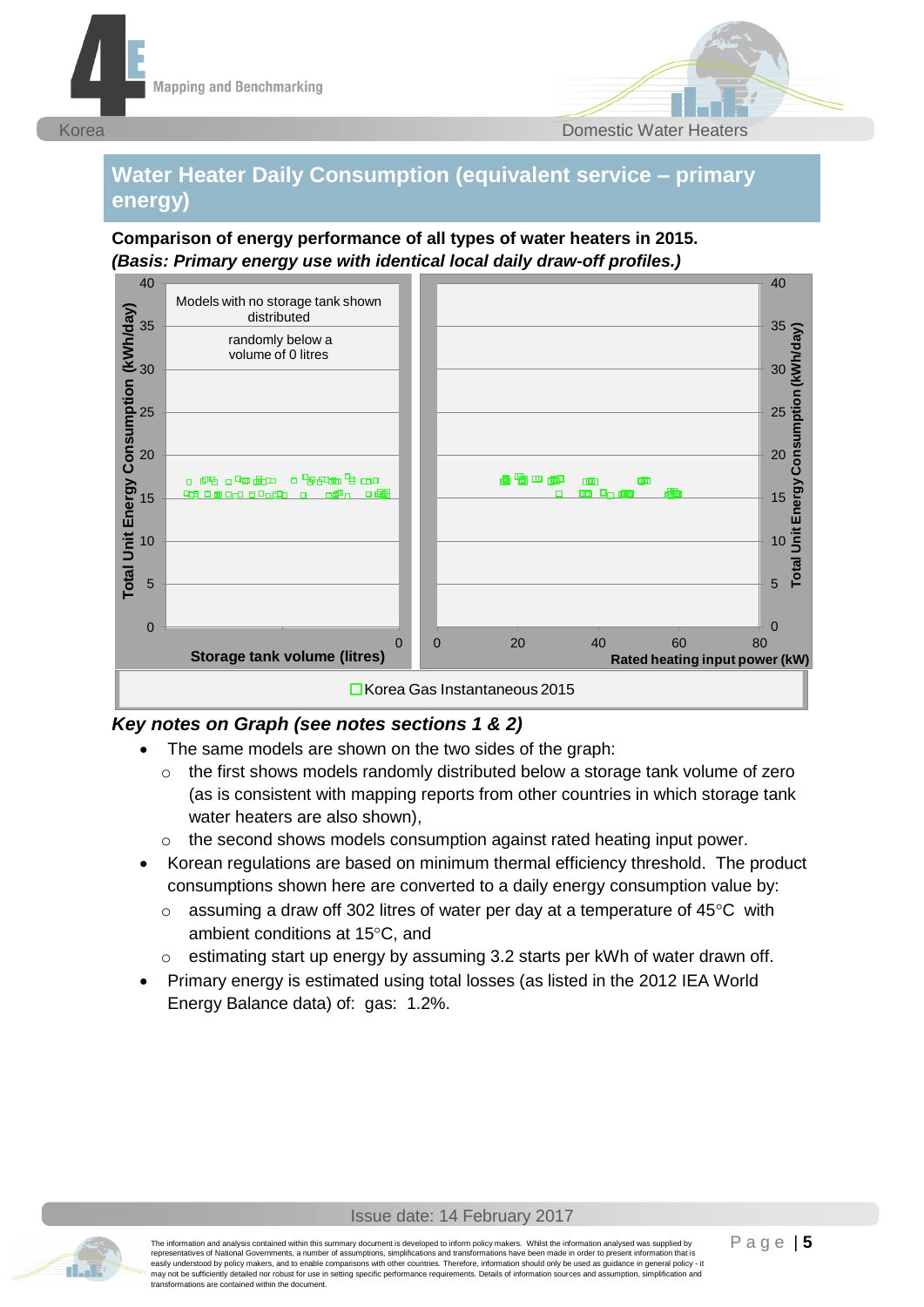## Water Heater Daily Consumption (equivalent service – primary energy)

**Comparison of energy performance of all types of water heaters in 2015.**
***(Basis: Primary energy use with identical local daily draw-off profiles.)***

Models with no storage tank shown distributed

randomly below a volume of 0 litres

Total Unit Energy Consumption (kWh/day)

40
35
30
25
20
15
10
5
0

0

Storage tank volume (litres)

0 20 40 60 80

Rated heating input power (kW)

Korea Gas Instantaneous 2015

### *Key notes on Graph (see notes sections 1 & 2)*

- The same models are shown on the two sides of the graph:
  - the first shows models randomly distributed below a storage tank volume of zero (as is consistent with mapping reports from other countries in which storage tank water heaters are also shown),
  - the second shows models consumption against rated heating input power.
- Korean regulations are based on minimum thermal efficiency threshold. The product consumptions shown here are converted to a daily energy consumption value by:
  - assuming a draw off 302 litres of water per day at a temperature of 45°C with ambient conditions at 15°C, and
  - estimating start up energy by assuming 3.2 starts per kWh of water drawn off.
- Primary energy is estimated using total losses (as listed in the 2012 IEA World Energy Balance data) of: gas: 1.2%.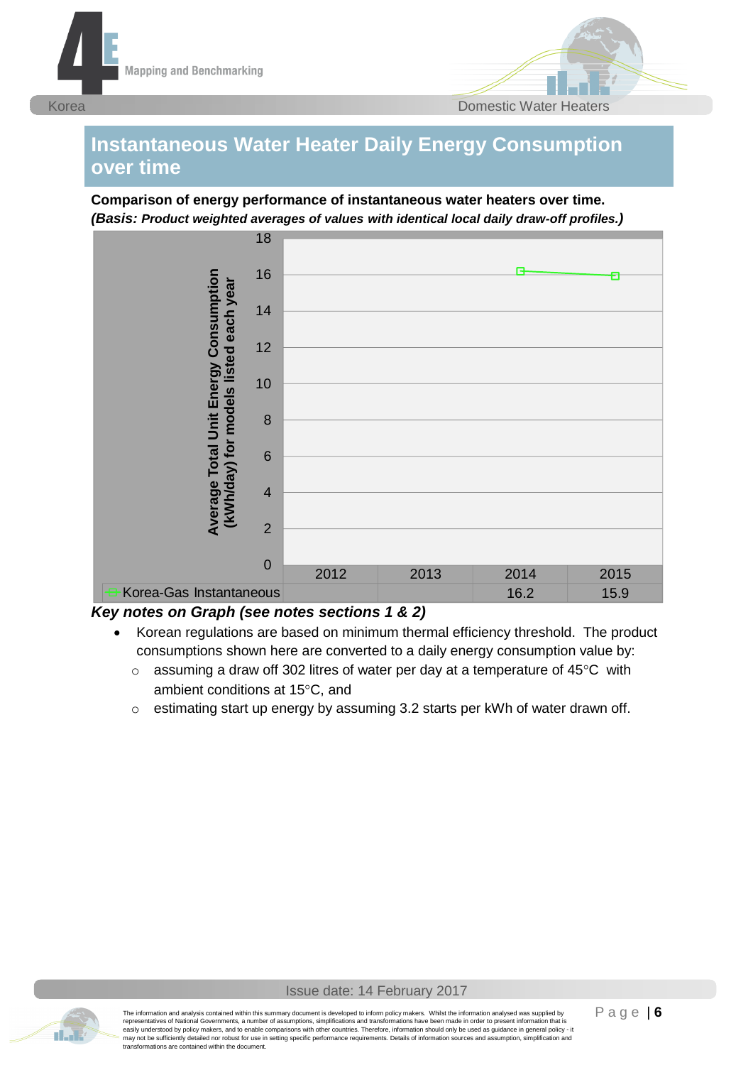## Instantaneous Water Heater Daily Energy Consumption over time

**Comparison of energy performance of instantaneous water heaters over time.**
***(Basis: Product weighted averages of values with identical local daily draw-off profiles.)***

Average Total Unit Energy Consumption (kWh/day) for models listed each year

18
16
14
12
10
8
6
4
2
0

2012
2013
2014
2015

Korea-Gas Instantaneous
16.2
15.9

***Key notes on Graph (see notes sections 1 & 2)***

- Korean regulations are based on minimum thermal efficiency threshold. The product consumptions shown here are converted to a daily energy consumption value by:
  - assuming a draw off 302 litres of water per day at a temperature of 45°C with ambient conditions at 15°C, and
  - estimating start up energy by assuming 3.2 starts per kWh of water drawn off.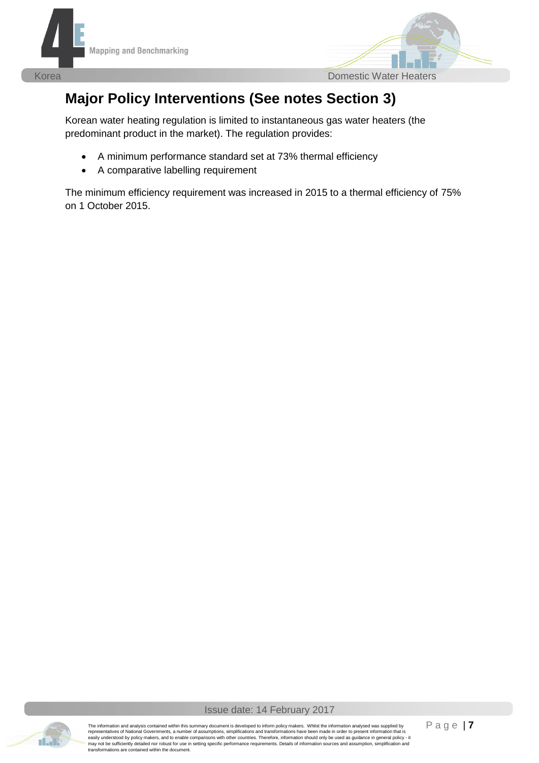## Major Policy Interventions (See notes Section 3)

Korean water heating regulation is limited to instantaneous gas water heaters (the predominant product in the market). The regulation provides:

- A minimum performance standard set at 73% thermal efficiency
- A comparative labelling requirement

The minimum efficiency requirement was increased in 2015 to a thermal efficiency of 75% on 1 October 2015.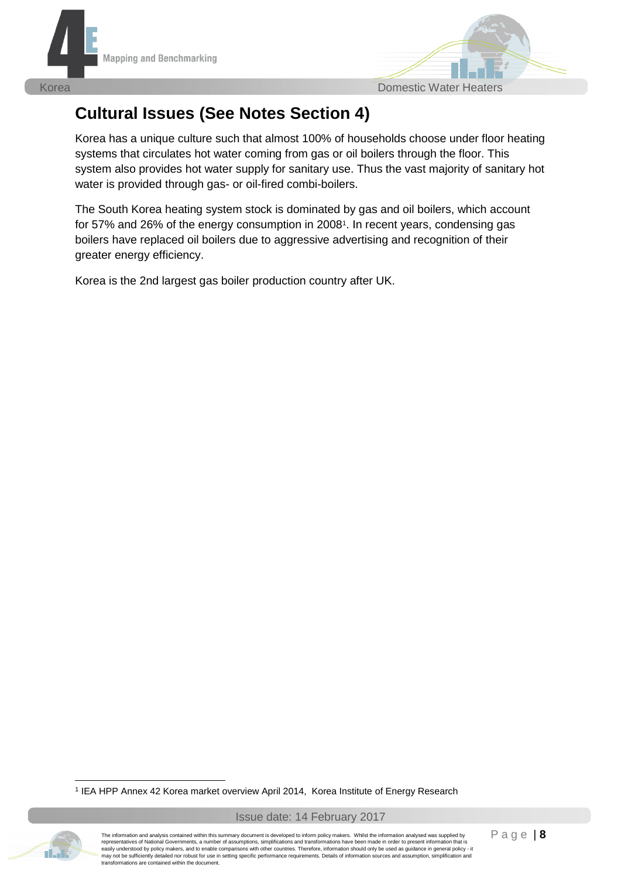# Cultural Issues (See Notes Section 4)

Korea has a unique culture such that almost 100% of households choose under floor heating systems that circulates hot water coming from gas or oil boilers through the floor. This system also provides hot water supply for sanitary use. Thus the vast majority of sanitary hot water is provided through gas- or oil-fired combi-boilers.

The South Korea heating system stock is dominated by gas and oil boilers, which account for 57% and 26% of the energy consumption in 2008[1]. In recent years, condensing gas boilers have replaced oil boilers due to aggressive advertising and recognition of their greater energy efficiency.

Korea is the 2nd largest gas boiler production country after UK.

[1] IEA HPP Annex 42 Korea market overview April 2014, Korea Institute of Energy Research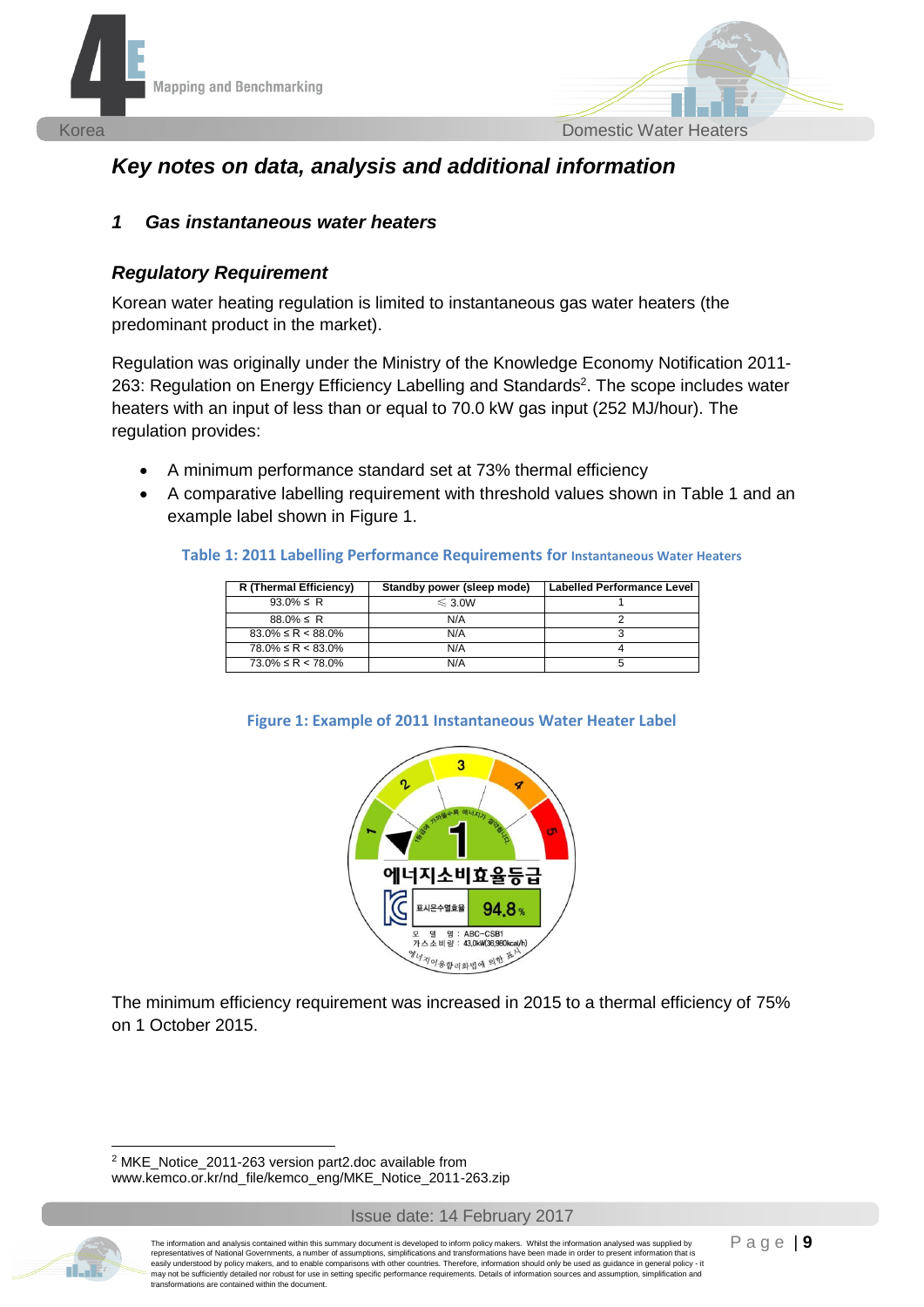# Key notes on data, analysis and additional information

## 1 Gas instantaneous water heaters

### Regulatory Requirement

Korean water heating regulation is limited to instantaneous gas water heaters (the predominant product in the market).

Regulation was originally under the Ministry of the Knowledge Economy Notification 2011-263: Regulation on Energy Efficiency Labelling and Standards[2]. The scope includes water heaters with an input of less than or equal to 70.0 kW gas input (252 MJ/hour). The regulation provides:

- A minimum performance standard set at 73% thermal efficiency
- A comparative labelling requirement with threshold values shown in Table 1 and an example label shown in Figure 1.

**Table 1: 2011 Labelling Performance Requirements for Instantaneous Water Heaters**

| R (Thermal Efficiency) | Standby power (sleep mode) | Labelled Performance Level |
|---|---|---|
| 93.0% ≤ R | ⩽ 3.0W | 1 |
| 88.0% ≤ R | N/A | 2 |
| 83.0% ≤ R < 88.0% | N/A | 3 |
| 78.0% ≤ R < 83.0% | N/A | 4 |
| 73.0% ≤ R < 78.0% | N/A | 5 |

**Figure 1: Example of 2011 Instantaneous Water Heater Label**

The minimum efficiency requirement was increased in 2015 to a thermal efficiency of 75% on 1 October 2015.

[2] MKE_Notice_2011-263 version part2.doc available from www.kemco.or.kr/nd_file/kemco_eng/MKE_Notice_2011-263.zip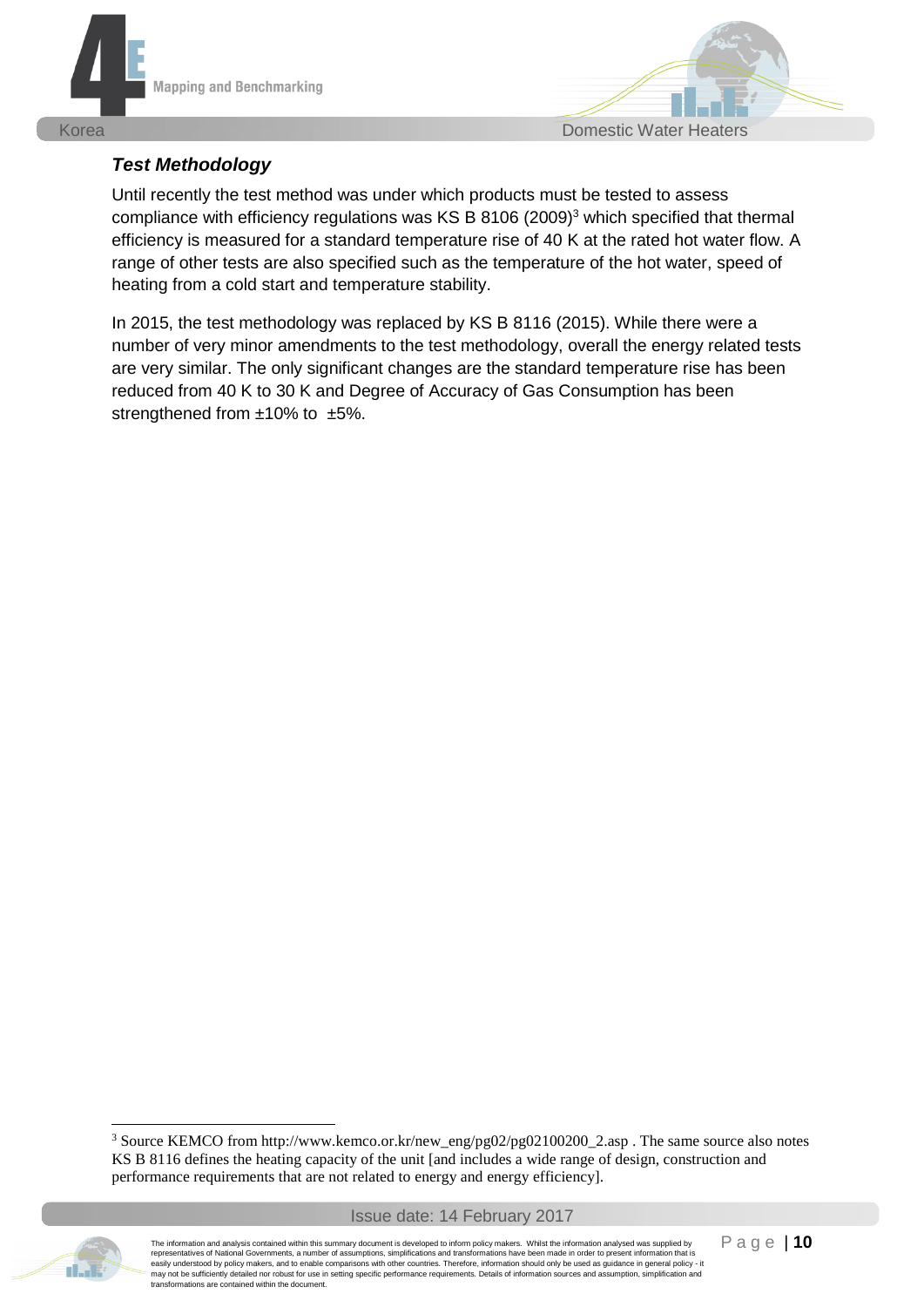### *Test Methodology*

Until recently the test method was under which products must be tested to assess compliance with efficiency regulations was KS B 8106 (2009)[3] which specified that thermal efficiency is measured for a standard temperature rise of 40 K at the rated hot water flow. A range of other tests are also specified such as the temperature of the hot water, speed of heating from a cold start and temperature stability.

In 2015, the test methodology was replaced by KS B 8116 (2015). While there were a number of very minor amendments to the test methodology, overall the energy related tests are very similar. The only significant changes are the standard temperature rise has been reduced from 40 K to 30 K and Degree of Accuracy of Gas Consumption has been strengthened from ±10% to ±5%.

[3] Source KEMCO from http://www.kemco.or.kr/new_eng/pg02/pg02100200_2.asp . The same source also notes KS B 8116 defines the heating capacity of the unit [and includes a wide range of design, construction and performance requirements that are not related to energy and energy efficiency].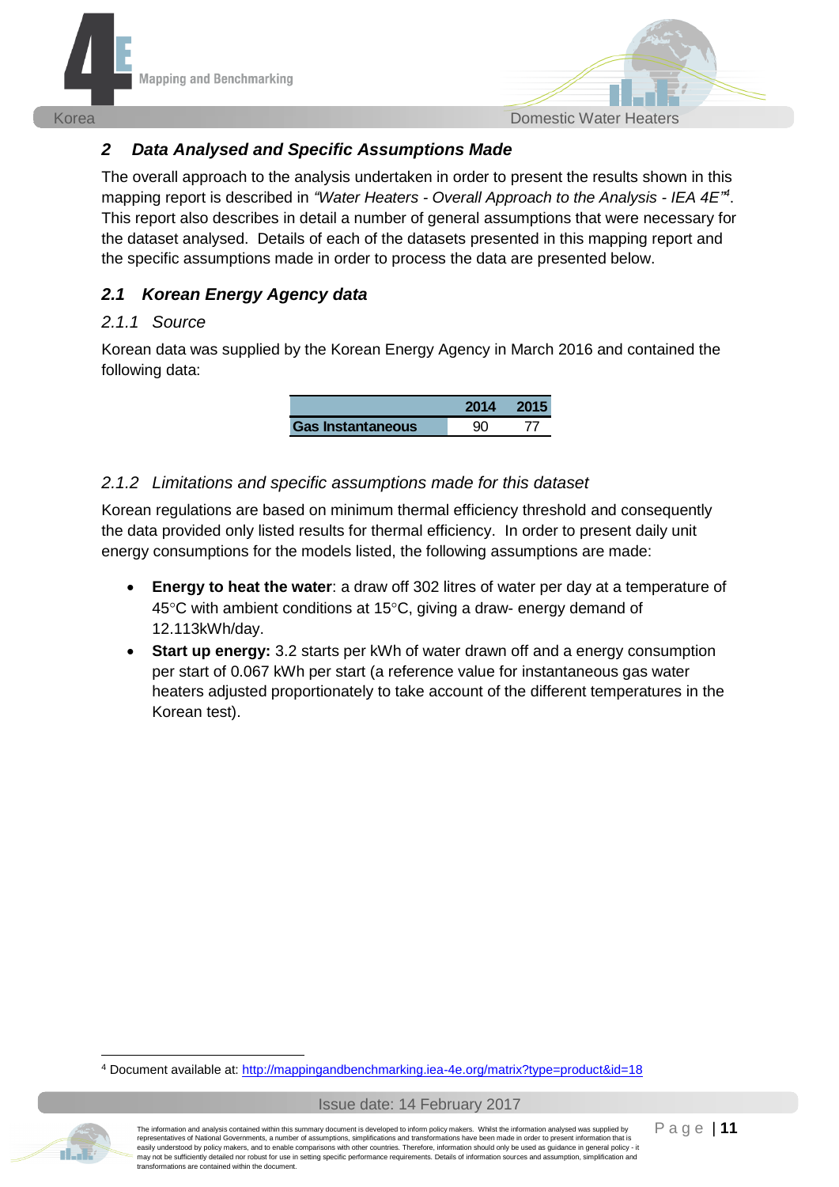## 2 Data Analysed and Specific Assumptions Made

The overall approach to the analysis undertaken in order to present the results shown in this mapping report is described in *"Water Heaters - Overall Approach to the Analysis - IEA 4E"*[4]. This report also describes in detail a number of general assumptions that were necessary for the dataset analysed. Details of each of the datasets presented in this mapping report and the specific assumptions made in order to process the data are presented below.

### 2.1 Korean Energy Agency data

#### 2.1.1 Source

Korean data was supplied by the Korean Energy Agency in March 2016 and contained the following data:

| | 2014 | 2015 |
|---|---|---|
| Gas Instantaneous | 90 | 77 |

#### 2.1.2 Limitations and specific assumptions made for this dataset

Korean regulations are based on minimum thermal efficiency threshold and consequently the data provided only listed results for thermal efficiency. In order to present daily unit energy consumptions for the models listed, the following assumptions are made:

- **Energy to heat the water**: a draw off 302 litres of water per day at a temperature of 45°C with ambient conditions at 15°C, giving a draw- energy demand of 12.113kWh/day.
- **Start up energy:** 3.2 starts per kWh of water drawn off and a energy consumption per start of 0.067 kWh per start (a reference value for instantaneous gas water heaters adjusted proportionately to take account of the different temperatures in the Korean test).

[4] Document available at: http://mappingandbenchmarking.iea-4e.org/matrix?type=product&id=18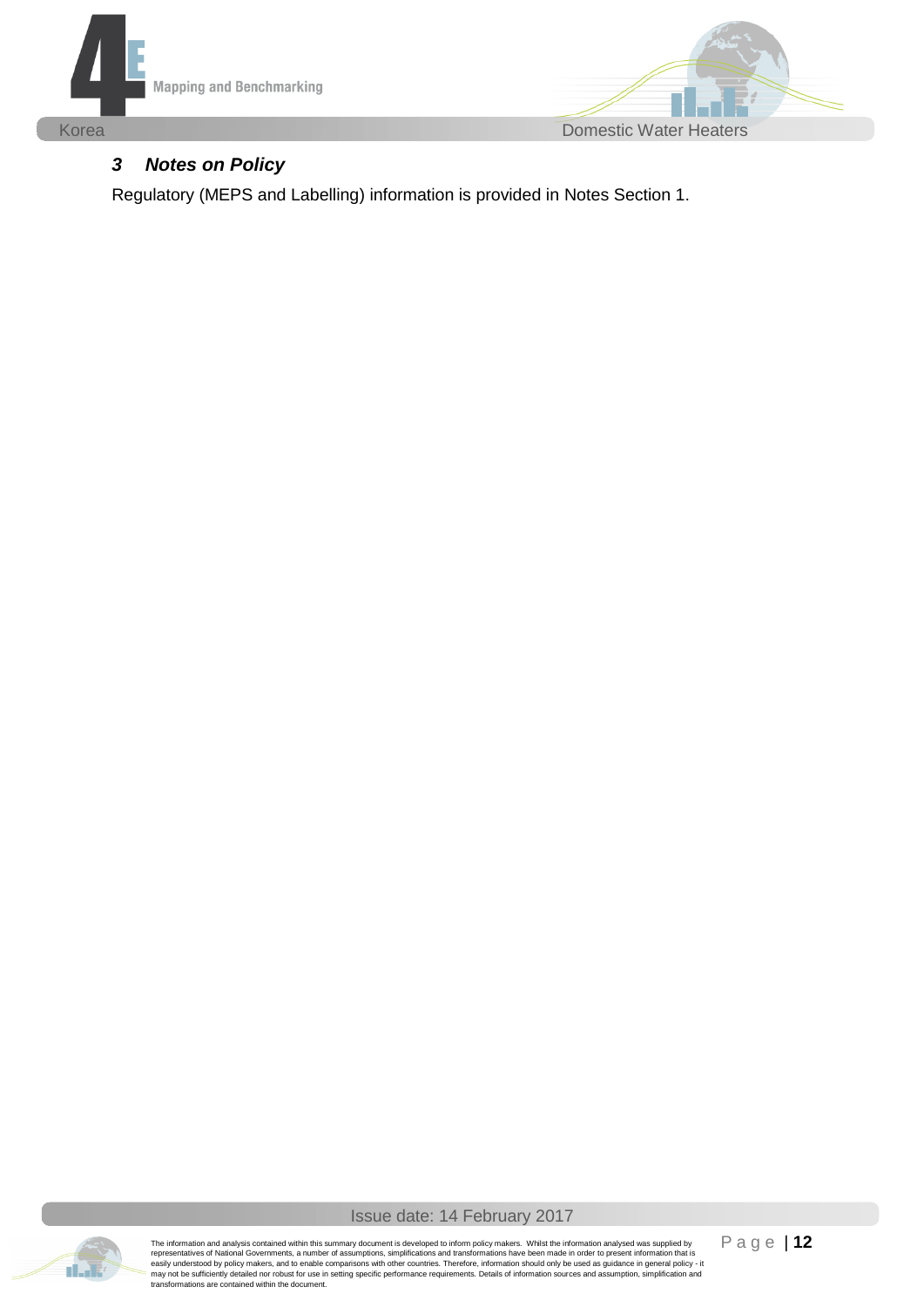## *3 Notes on Policy*

Regulatory (MEPS and Labelling) information is provided in Notes Section 1.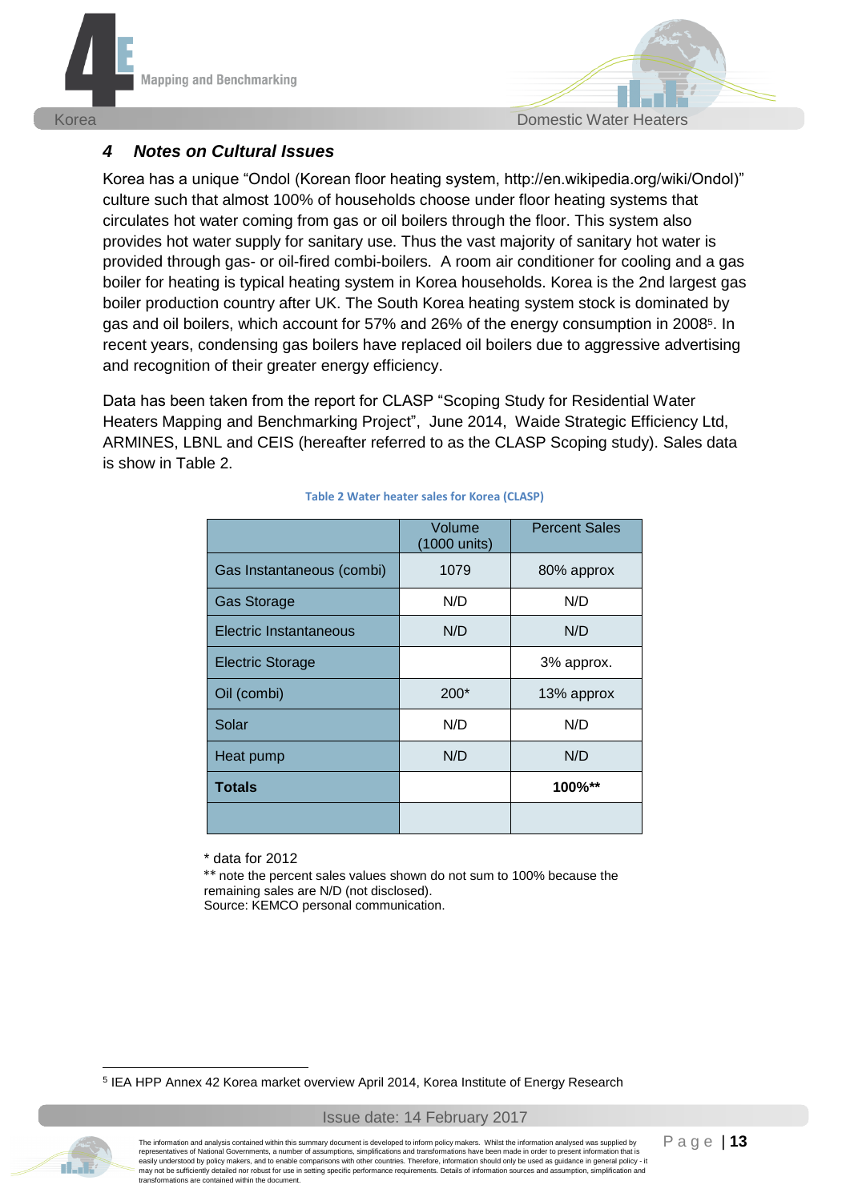## 4 *Notes on Cultural Issues*

Korea has a unique "Ondol (Korean floor heating system, http://en.wikipedia.org/wiki/Ondol)" culture such that almost 100% of households choose under floor heating systems that circulates hot water coming from gas or oil boilers through the floor. This system also provides hot water supply for sanitary use. Thus the vast majority of sanitary hot water is provided through gas- or oil-fired combi-boilers. A room air conditioner for cooling and a gas boiler for heating is typical heating system in Korea households. Korea is the 2nd largest gas boiler production country after UK. The South Korea heating system stock is dominated by gas and oil boilers, which account for 57% and 26% of the energy consumption in 2008[5]. In recent years, condensing gas boilers have replaced oil boilers due to aggressive advertising and recognition of their greater energy efficiency.

Data has been taken from the report for CLASP "Scoping Study for Residential Water Heaters Mapping and Benchmarking Project", June 2014, Waide Strategic Efficiency Ltd, ARMINES, LBNL and CEIS (hereafter referred to as the CLASP Scoping study). Sales data is show in Table 2.

**Table 2 Water heater sales for Korea (CLASP)**

| | Volume (1000 units) | Percent Sales |
|---|---|---|
| Gas Instantaneous (combi) | 1079 | 80% approx |
| Gas Storage | N/D | N/D |
| Electric Instantaneous | N/D | N/D |
| Electric Storage | | 3% approx. |
| Oil (combi) | 200* | 13% approx |
| Solar | N/D | N/D |
| Heat pump | N/D | N/D |
| **Totals** | | **100%**** |
| | | |

\* data for 2012

** note the percent sales values shown do not sum to 100% because the remaining sales are N/D (not disclosed).

Source: KEMCO personal communication.

[5] IEA HPP Annex 42 Korea market overview April 2014, Korea Institute of Energy Research